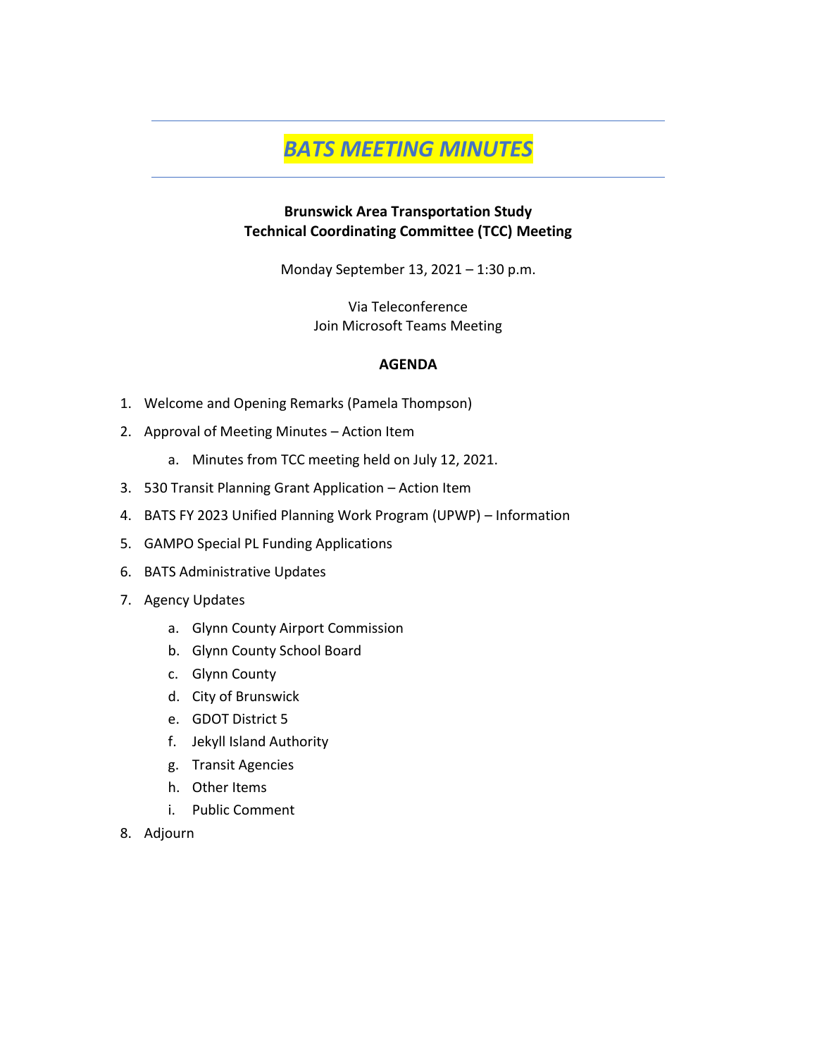# *BATS MEETING MINUTES*

**Brunswick Area Transportation Study**
**Technical Coordinating Committee (TCC) Meeting**

Monday September 13, 2021 – 1:30 p.m.

Via Teleconference
Join Microsoft Teams Meeting

**AGENDA**

1. Welcome and Opening Remarks (Pamela Thompson)
2. Approval of Meeting Minutes – Action Item
   a. Minutes from TCC meeting held on July 12, 2021.
3. 530 Transit Planning Grant Application – Action Item
4. BATS FY 2023 Unified Planning Work Program (UPWP) – Information
5. GAMPO Special PL Funding Applications
6. BATS Administrative Updates
7. Agency Updates
   a. Glynn County Airport Commission
   b. Glynn County School Board
   c. Glynn County
   d. City of Brunswick
   e. GDOT District 5
   f. Jekyll Island Authority
   g. Transit Agencies
   h. Other Items
   i. Public Comment
8. Adjourn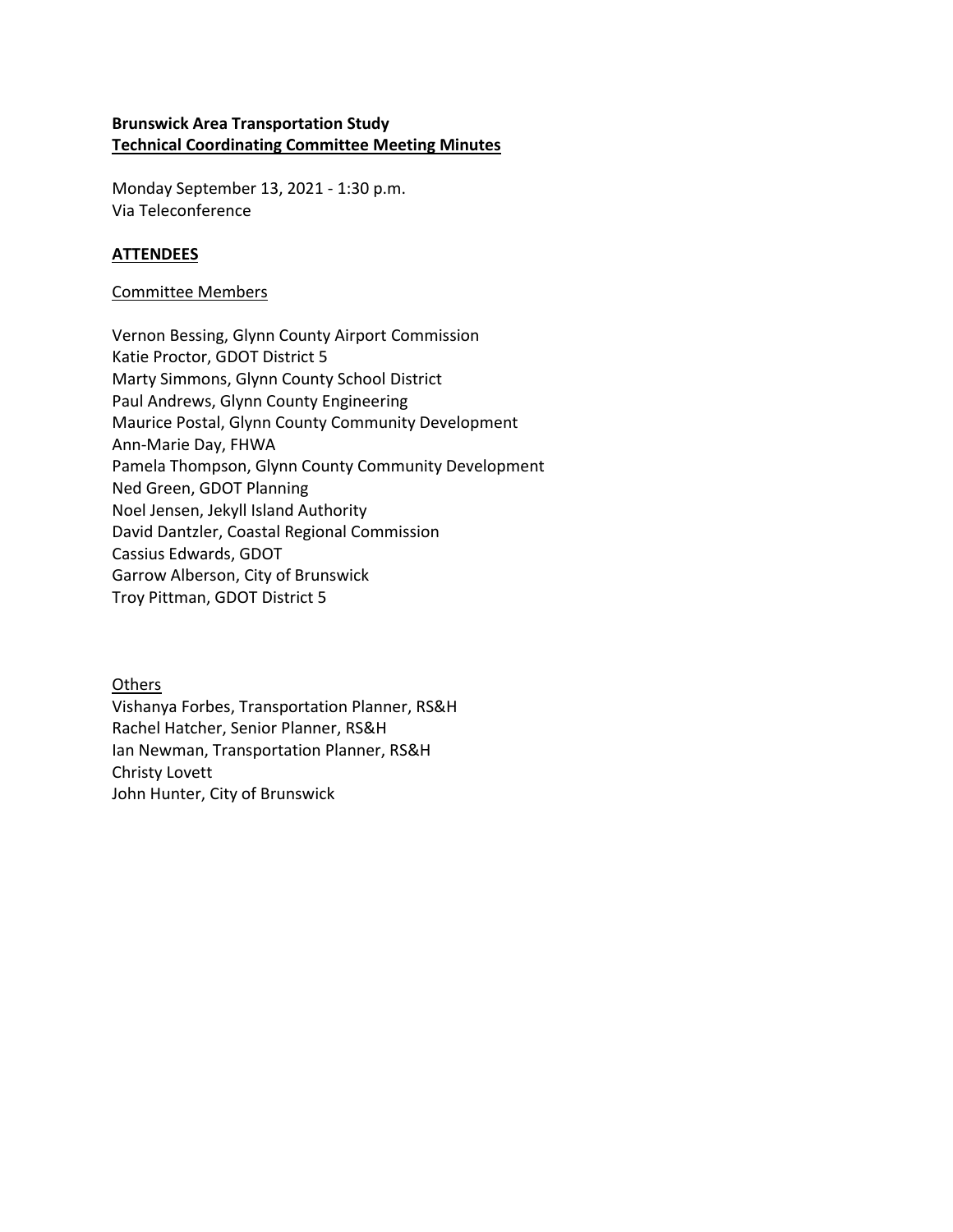**Brunswick Area Transportation Study**
**Technical Coordinating Committee Meeting Minutes**

Monday September 13, 2021 - 1:30 p.m.
Via Teleconference

**ATTENDEES**

Committee Members

Vernon Bessing, Glynn County Airport Commission
Katie Proctor, GDOT District 5
Marty Simmons, Glynn County School District
Paul Andrews, Glynn County Engineering
Maurice Postal, Glynn County Community Development
Ann-Marie Day, FHWA
Pamela Thompson, Glynn County Community Development
Ned Green, GDOT Planning
Noel Jensen, Jekyll Island Authority
David Dantzler, Coastal Regional Commission
Cassius Edwards, GDOT
Garrow Alberson, City of Brunswick
Troy Pittman, GDOT District 5

Others
Vishanya Forbes, Transportation Planner, RS&H
Rachel Hatcher, Senior Planner, RS&H
Ian Newman, Transportation Planner, RS&H
Christy Lovett
John Hunter, City of Brunswick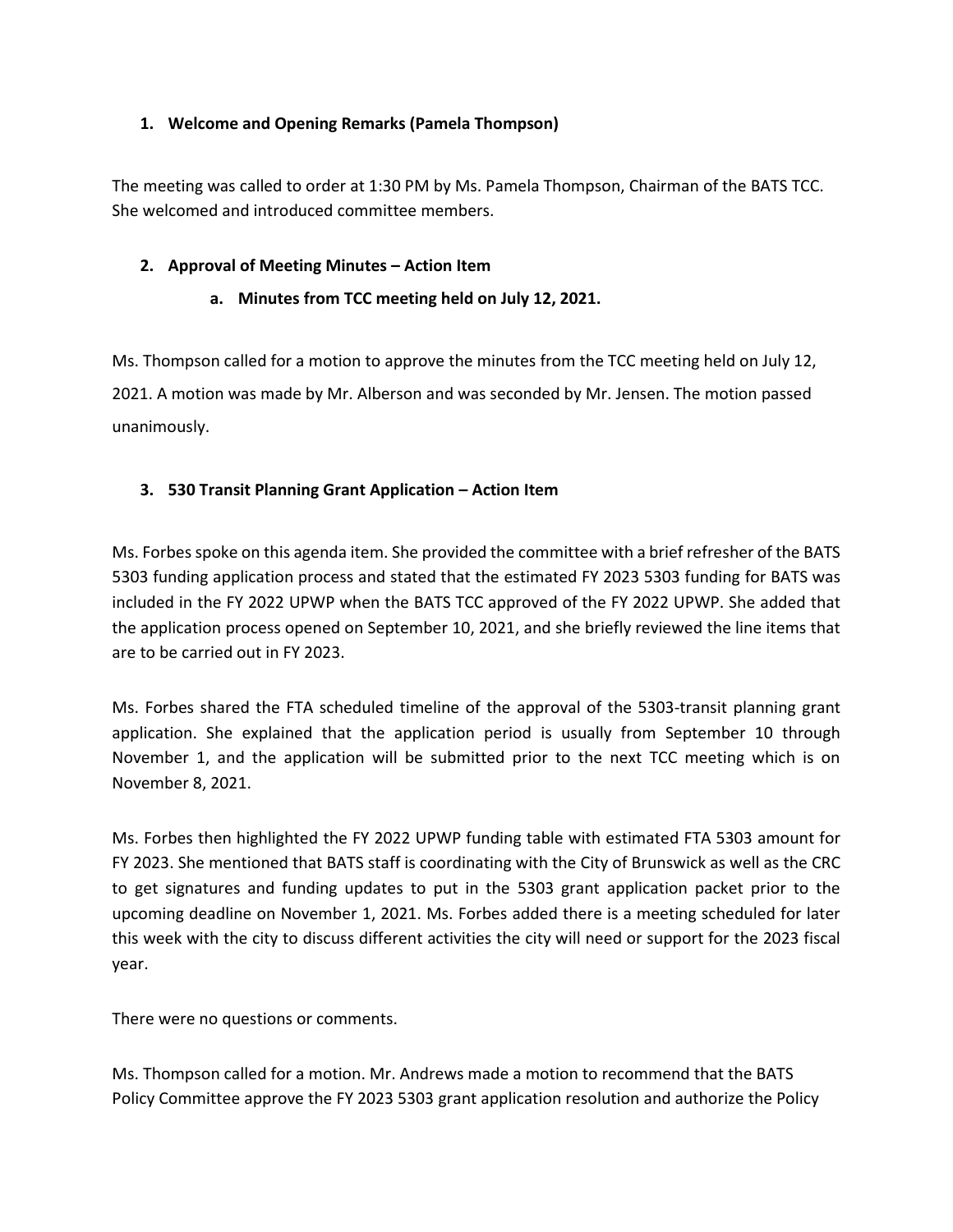1. **Welcome and Opening Remarks (Pamela Thompson)**

The meeting was called to order at 1:30 PM by Ms. Pamela Thompson, Chairman of the BATS TCC. She welcomed and introduced committee members.

2. **Approval of Meeting Minutes – Action Item**
   a. **Minutes from TCC meeting held on July 12, 2021.**

Ms. Thompson called for a motion to approve the minutes from the TCC meeting held on July 12, 2021. A motion was made by Mr. Alberson and was seconded by Mr. Jensen. The motion passed unanimously.

3. **530 Transit Planning Grant Application – Action Item**

Ms. Forbes spoke on this agenda item. She provided the committee with a brief refresher of the BATS 5303 funding application process and stated that the estimated FY 2023 5303 funding for BATS was included in the FY 2022 UPWP when the BATS TCC approved of the FY 2022 UPWP. She added that the application process opened on September 10, 2021, and she briefly reviewed the line items that are to be carried out in FY 2023.

Ms. Forbes shared the FTA scheduled timeline of the approval of the 5303-transit planning grant application. She explained that the application period is usually from September 10 through November 1, and the application will be submitted prior to the next TCC meeting which is on November 8, 2021.

Ms. Forbes then highlighted the FY 2022 UPWP funding table with estimated FTA 5303 amount for FY 2023. She mentioned that BATS staff is coordinating with the City of Brunswick as well as the CRC to get signatures and funding updates to put in the 5303 grant application packet prior to the upcoming deadline on November 1, 2021. Ms. Forbes added there is a meeting scheduled for later this week with the city to discuss different activities the city will need or support for the 2023 fiscal year.

There were no questions or comments.

Ms. Thompson called for a motion. Mr. Andrews made a motion to recommend that the BATS Policy Committee approve the FY 2023 5303 grant application resolution and authorize the Policy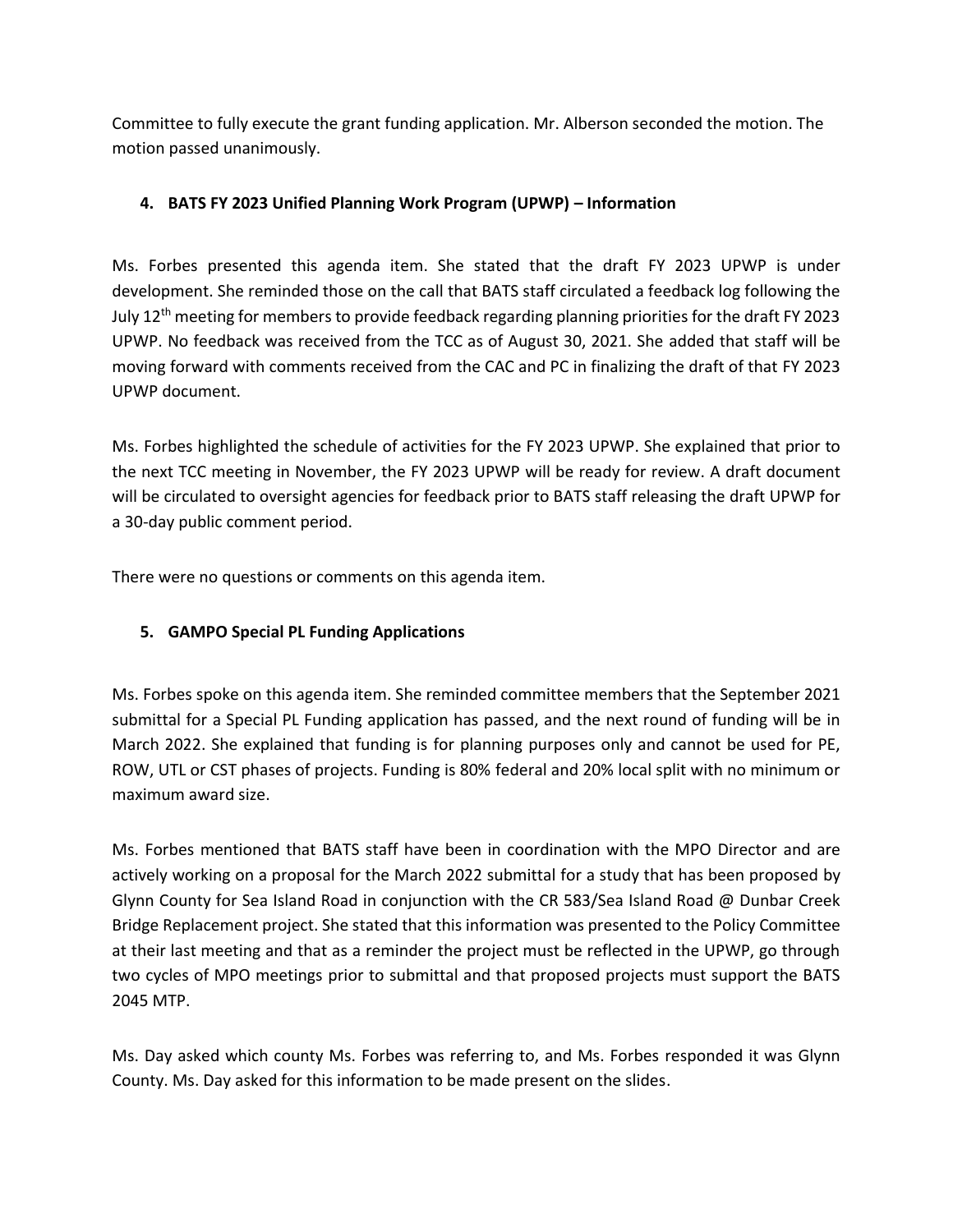Committee to fully execute the grant funding application. Mr. Alberson seconded the motion. The motion passed unanimously.

### 4. BATS FY 2023 Unified Planning Work Program (UPWP) – Information

Ms. Forbes presented this agenda item. She stated that the draft FY 2023 UPWP is under development. She reminded those on the call that BATS staff circulated a feedback log following the July 12th meeting for members to provide feedback regarding planning priorities for the draft FY 2023 UPWP. No feedback was received from the TCC as of August 30, 2021. She added that staff will be moving forward with comments received from the CAC and PC in finalizing the draft of that FY 2023 UPWP document.

Ms. Forbes highlighted the schedule of activities for the FY 2023 UPWP. She explained that prior to the next TCC meeting in November, the FY 2023 UPWP will be ready for review. A draft document will be circulated to oversight agencies for feedback prior to BATS staff releasing the draft UPWP for a 30-day public comment period.

There were no questions or comments on this agenda item.

### 5. GAMPO Special PL Funding Applications

Ms. Forbes spoke on this agenda item. She reminded committee members that the September 2021 submittal for a Special PL Funding application has passed, and the next round of funding will be in March 2022. She explained that funding is for planning purposes only and cannot be used for PE, ROW, UTL or CST phases of projects. Funding is 80% federal and 20% local split with no minimum or maximum award size.

Ms. Forbes mentioned that BATS staff have been in coordination with the MPO Director and are actively working on a proposal for the March 2022 submittal for a study that has been proposed by Glynn County for Sea Island Road in conjunction with the CR 583/Sea Island Road @ Dunbar Creek Bridge Replacement project. She stated that this information was presented to the Policy Committee at their last meeting and that as a reminder the project must be reflected in the UPWP, go through two cycles of MPO meetings prior to submittal and that proposed projects must support the BATS 2045 MTP.

Ms. Day asked which county Ms. Forbes was referring to, and Ms. Forbes responded it was Glynn County. Ms. Day asked for this information to be made present on the slides.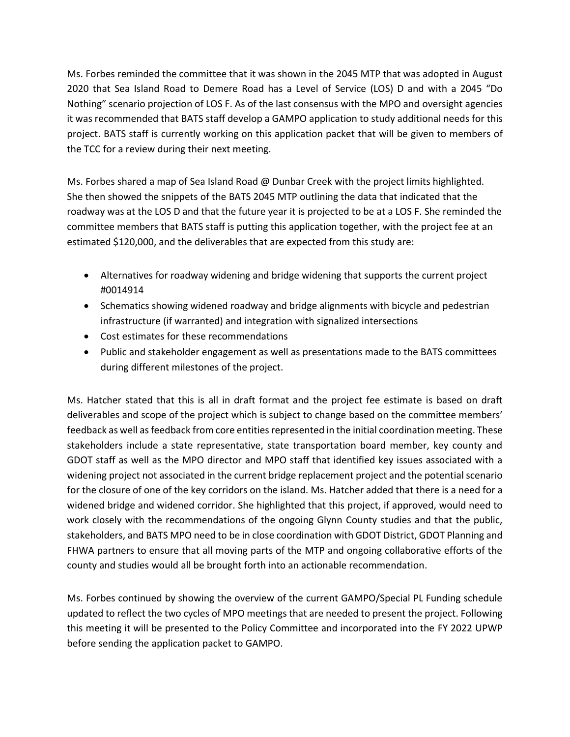Ms. Forbes reminded the committee that it was shown in the 2045 MTP that was adopted in August 2020 that Sea Island Road to Demere Road has a Level of Service (LOS) D and with a 2045 "Do Nothing" scenario projection of LOS F. As of the last consensus with the MPO and oversight agencies it was recommended that BATS staff develop a GAMPO application to study additional needs for this project. BATS staff is currently working on this application packet that will be given to members of the TCC for a review during their next meeting.

Ms. Forbes shared a map of Sea Island Road @ Dunbar Creek with the project limits highlighted. She then showed the snippets of the BATS 2045 MTP outlining the data that indicated that the roadway was at the LOS D and that the future year it is projected to be at a LOS F. She reminded the committee members that BATS staff is putting this application together, with the project fee at an estimated $120,000, and the deliverables that are expected from this study are:

- Alternatives for roadway widening and bridge widening that supports the current project #0014914
- Schematics showing widened roadway and bridge alignments with bicycle and pedestrian infrastructure (if warranted) and integration with signalized intersections
- Cost estimates for these recommendations
- Public and stakeholder engagement as well as presentations made to the BATS committees during different milestones of the project.

Ms. Hatcher stated that this is all in draft format and the project fee estimate is based on draft deliverables and scope of the project which is subject to change based on the committee members' feedback as well as feedback from core entities represented in the initial coordination meeting. These stakeholders include a state representative, state transportation board member, key county and GDOT staff as well as the MPO director and MPO staff that identified key issues associated with a widening project not associated in the current bridge replacement project and the potential scenario for the closure of one of the key corridors on the island. Ms. Hatcher added that there is a need for a widened bridge and widened corridor. She highlighted that this project, if approved, would need to work closely with the recommendations of the ongoing Glynn County studies and that the public, stakeholders, and BATS MPO need to be in close coordination with GDOT District, GDOT Planning and FHWA partners to ensure that all moving parts of the MTP and ongoing collaborative efforts of the county and studies would all be brought forth into an actionable recommendation.

Ms. Forbes continued by showing the overview of the current GAMPO/Special PL Funding schedule updated to reflect the two cycles of MPO meetings that are needed to present the project. Following this meeting it will be presented to the Policy Committee and incorporated into the FY 2022 UPWP before sending the application packet to GAMPO.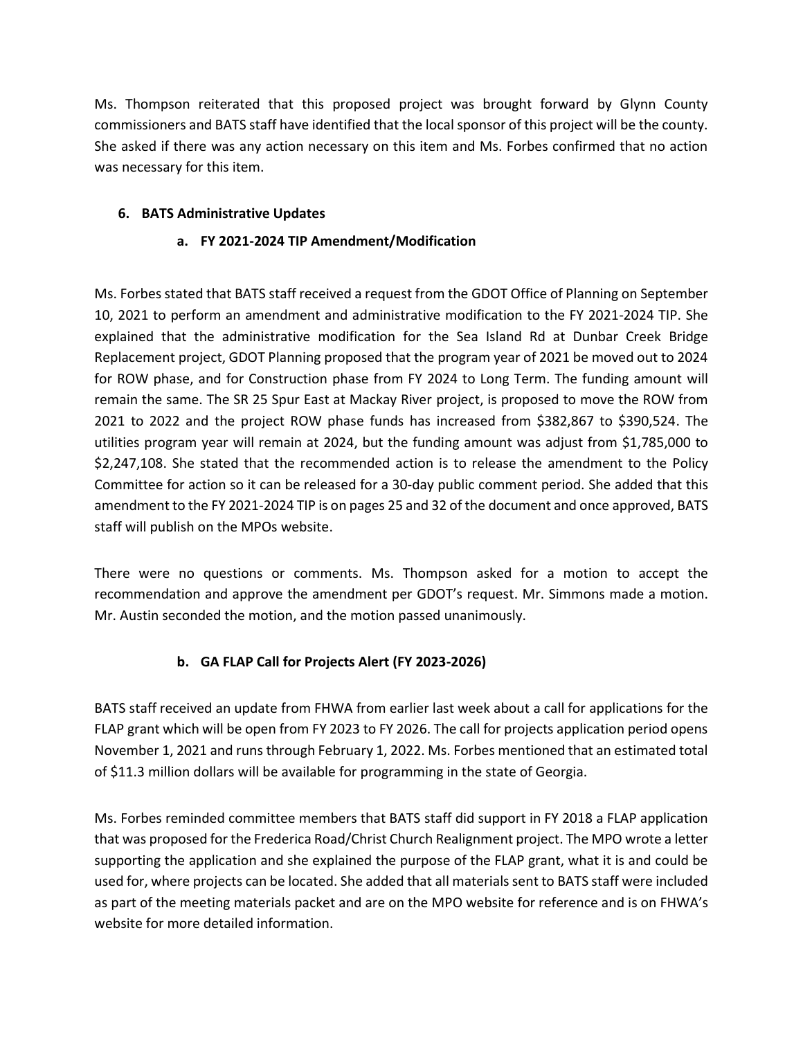Ms. Thompson reiterated that this proposed project was brought forward by Glynn County commissioners and BATS staff have identified that the local sponsor of this project will be the county. She asked if there was any action necessary on this item and Ms. Forbes confirmed that no action was necessary for this item.

## 6. BATS Administrative Updates

### a. FY 2021-2024 TIP Amendment/Modification

Ms. Forbes stated that BATS staff received a request from the GDOT Office of Planning on September 10, 2021 to perform an amendment and administrative modification to the FY 2021-2024 TIP. She explained that the administrative modification for the Sea Island Rd at Dunbar Creek Bridge Replacement project, GDOT Planning proposed that the program year of 2021 be moved out to 2024 for ROW phase, and for Construction phase from FY 2024 to Long Term. The funding amount will remain the same. The SR 25 Spur East at Mackay River project, is proposed to move the ROW from 2021 to 2022 and the project ROW phase funds has increased from $382,867 to $390,524. The utilities program year will remain at 2024, but the funding amount was adjust from $1,785,000 to $2,247,108. She stated that the recommended action is to release the amendment to the Policy Committee for action so it can be released for a 30-day public comment period. She added that this amendment to the FY 2021-2024 TIP is on pages 25 and 32 of the document and once approved, BATS staff will publish on the MPOs website.

There were no questions or comments. Ms. Thompson asked for a motion to accept the recommendation and approve the amendment per GDOT's request. Mr. Simmons made a motion. Mr. Austin seconded the motion, and the motion passed unanimously.

### b. GA FLAP Call for Projects Alert (FY 2023-2026)

BATS staff received an update from FHWA from earlier last week about a call for applications for the FLAP grant which will be open from FY 2023 to FY 2026. The call for projects application period opens November 1, 2021 and runs through February 1, 2022. Ms. Forbes mentioned that an estimated total of $11.3 million dollars will be available for programming in the state of Georgia.

Ms. Forbes reminded committee members that BATS staff did support in FY 2018 a FLAP application that was proposed for the Frederica Road/Christ Church Realignment project. The MPO wrote a letter supporting the application and she explained the purpose of the FLAP grant, what it is and could be used for, where projects can be located. She added that all materials sent to BATS staff were included as part of the meeting materials packet and are on the MPO website for reference and is on FHWA's website for more detailed information.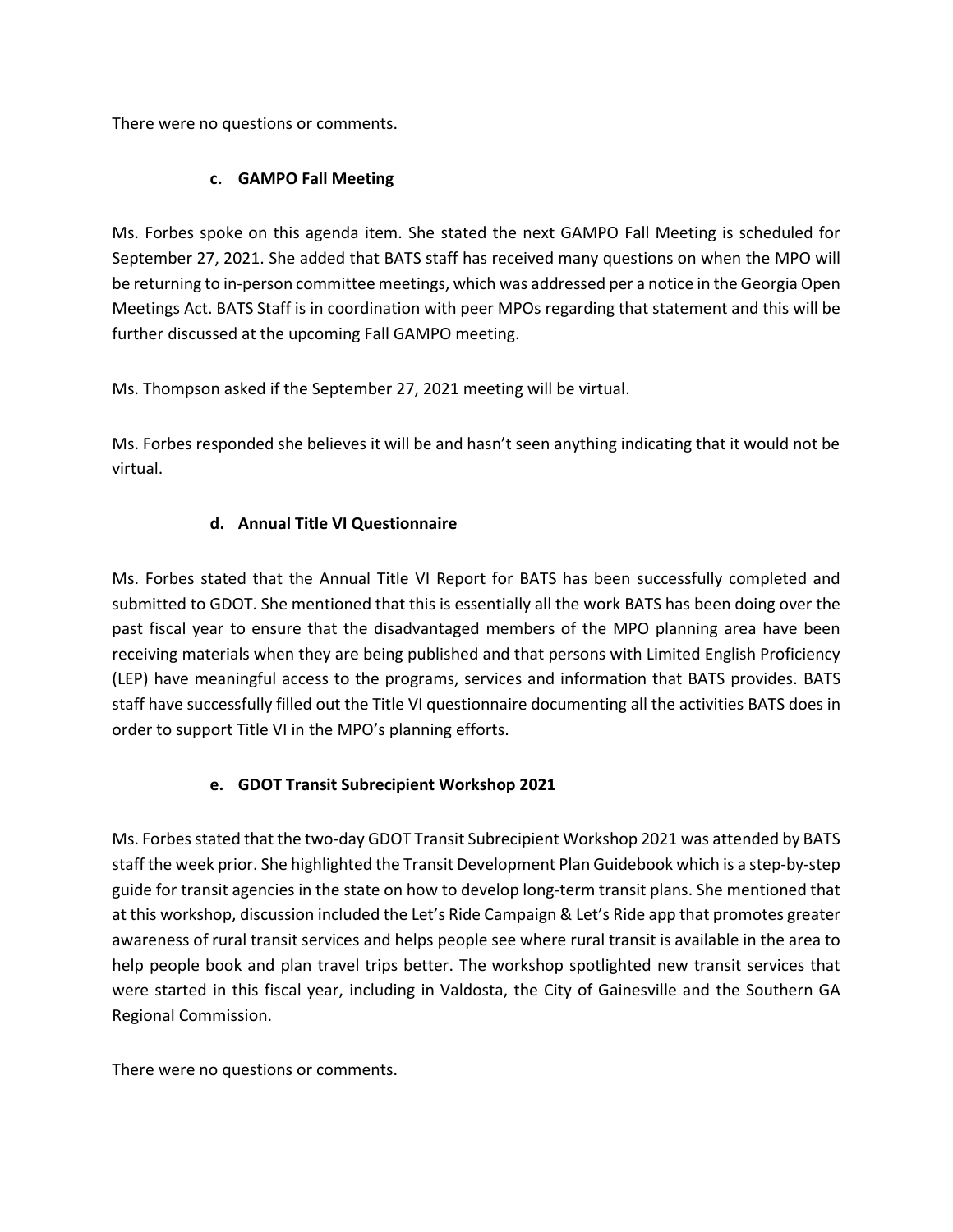There were no questions or comments.

### c. GAMPO Fall Meeting

Ms. Forbes spoke on this agenda item. She stated the next GAMPO Fall Meeting is scheduled for September 27, 2021. She added that BATS staff has received many questions on when the MPO will be returning to in-person committee meetings, which was addressed per a notice in the Georgia Open Meetings Act. BATS Staff is in coordination with peer MPOs regarding that statement and this will be further discussed at the upcoming Fall GAMPO meeting.

Ms. Thompson asked if the September 27, 2021 meeting will be virtual.

Ms. Forbes responded she believes it will be and hasn't seen anything indicating that it would not be virtual.

### d. Annual Title VI Questionnaire

Ms. Forbes stated that the Annual Title VI Report for BATS has been successfully completed and submitted to GDOT. She mentioned that this is essentially all the work BATS has been doing over the past fiscal year to ensure that the disadvantaged members of the MPO planning area have been receiving materials when they are being published and that persons with Limited English Proficiency (LEP) have meaningful access to the programs, services and information that BATS provides. BATS staff have successfully filled out the Title VI questionnaire documenting all the activities BATS does in order to support Title VI in the MPO's planning efforts.

### e. GDOT Transit Subrecipient Workshop 2021

Ms. Forbes stated that the two-day GDOT Transit Subrecipient Workshop 2021 was attended by BATS staff the week prior. She highlighted the Transit Development Plan Guidebook which is a step-by-step guide for transit agencies in the state on how to develop long-term transit plans. She mentioned that at this workshop, discussion included the Let's Ride Campaign & Let's Ride app that promotes greater awareness of rural transit services and helps people see where rural transit is available in the area to help people book and plan travel trips better. The workshop spotlighted new transit services that were started in this fiscal year, including in Valdosta, the City of Gainesville and the Southern GA Regional Commission.

There were no questions or comments.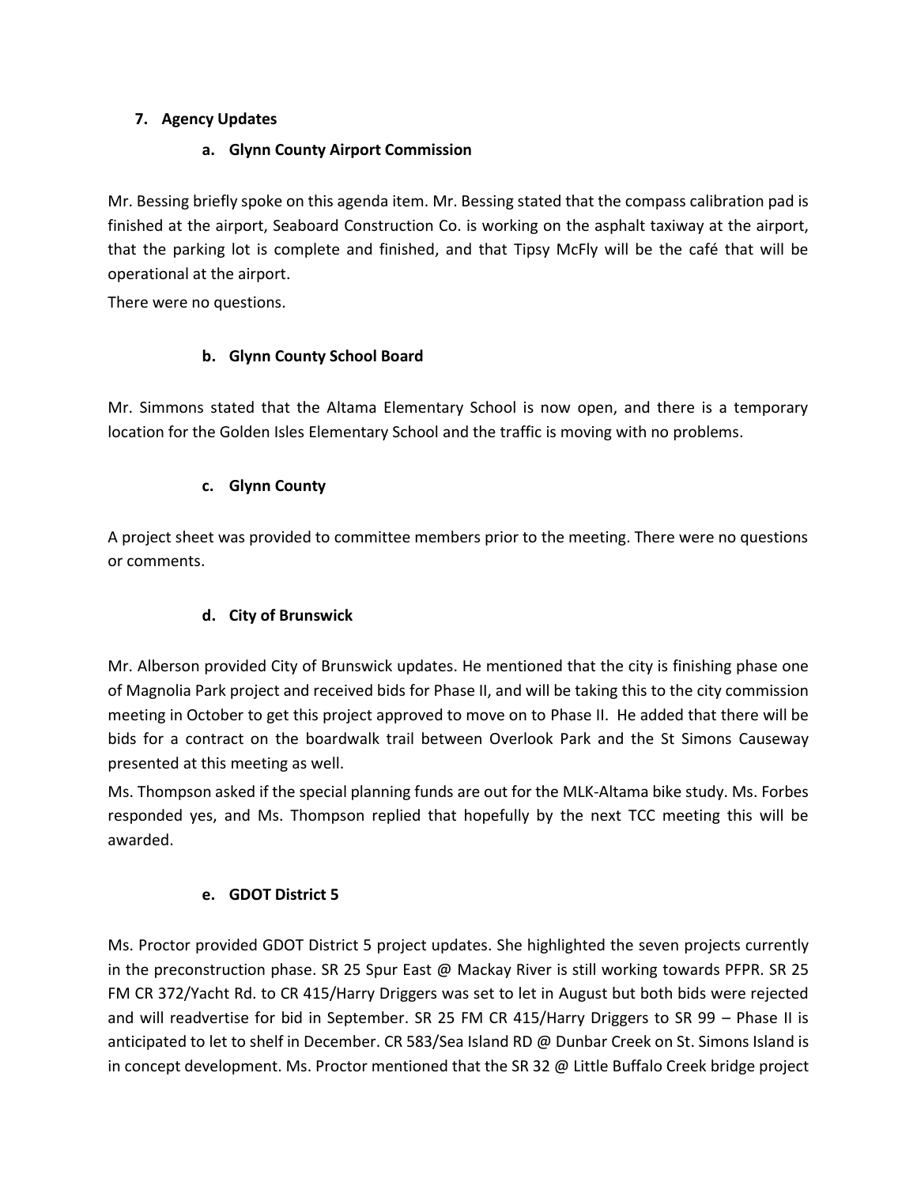## 7. Agency Updates

### a. Glynn County Airport Commission

Mr. Bessing briefly spoke on this agenda item. Mr. Bessing stated that the compass calibration pad is finished at the airport, Seaboard Construction Co. is working on the asphalt taxiway at the airport, that the parking lot is complete and finished, and that Tipsy McFly will be the café that will be operational at the airport.

There were no questions.

### b. Glynn County School Board

Mr. Simmons stated that the Altama Elementary School is now open, and there is a temporary location for the Golden Isles Elementary School and the traffic is moving with no problems.

### c. Glynn County

A project sheet was provided to committee members prior to the meeting. There were no questions or comments.

### d. City of Brunswick

Mr. Alberson provided City of Brunswick updates. He mentioned that the city is finishing phase one of Magnolia Park project and received bids for Phase II, and will be taking this to the city commission meeting in October to get this project approved to move on to Phase II. He added that there will be bids for a contract on the boardwalk trail between Overlook Park and the St Simons Causeway presented at this meeting as well.

Ms. Thompson asked if the special planning funds are out for the MLK-Altama bike study. Ms. Forbes responded yes, and Ms. Thompson replied that hopefully by the next TCC meeting this will be awarded.

### e. GDOT District 5

Ms. Proctor provided GDOT District 5 project updates. She highlighted the seven projects currently in the preconstruction phase. SR 25 Spur East @ Mackay River is still working towards PFPR. SR 25 FM CR 372/Yacht Rd. to CR 415/Harry Driggers was set to let in August but both bids were rejected and will readvertise for bid in September. SR 25 FM CR 415/Harry Driggers to SR 99 – Phase II is anticipated to let to shelf in December. CR 583/Sea Island RD @ Dunbar Creek on St. Simons Island is in concept development. Ms. Proctor mentioned that the SR 32 @ Little Buffalo Creek bridge project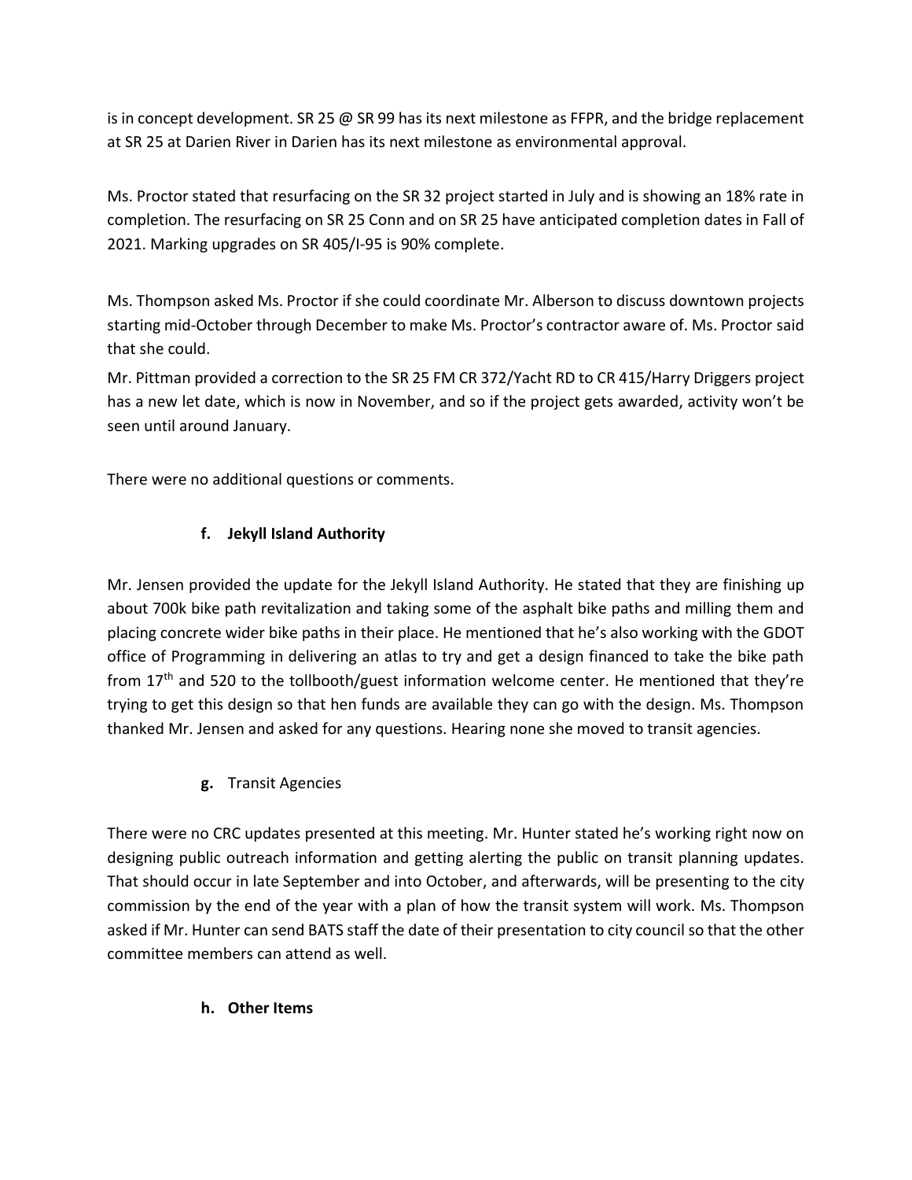is in concept development. SR 25 @ SR 99 has its next milestone as FFPR, and the bridge replacement at SR 25 at Darien River in Darien has its next milestone as environmental approval.

Ms. Proctor stated that resurfacing on the SR 32 project started in July and is showing an 18% rate in completion. The resurfacing on SR 25 Conn and on SR 25 have anticipated completion dates in Fall of 2021. Marking upgrades on SR 405/I-95 is 90% complete.

Ms. Thompson asked Ms. Proctor if she could coordinate Mr. Alberson to discuss downtown projects starting mid-October through December to make Ms. Proctor's contractor aware of. Ms. Proctor said that she could.

Mr. Pittman provided a correction to the SR 25 FM CR 372/Yacht RD to CR 415/Harry Driggers project has a new let date, which is now in November, and so if the project gets awarded, activity won't be seen until around January.

There were no additional questions or comments.

**f. Jekyll Island Authority**

Mr. Jensen provided the update for the Jekyll Island Authority. He stated that they are finishing up about 700k bike path revitalization and taking some of the asphalt bike paths and milling them and placing concrete wider bike paths in their place. He mentioned that he's also working with the GDOT office of Programming in delivering an atlas to try and get a design financed to take the bike path from 17th and 520 to the tollbooth/guest information welcome center. He mentioned that they're trying to get this design so that hen funds are available they can go with the design. Ms. Thompson thanked Mr. Jensen and asked for any questions. Hearing none she moved to transit agencies.

**g.** Transit Agencies

There were no CRC updates presented at this meeting. Mr. Hunter stated he's working right now on designing public outreach information and getting alerting the public on transit planning updates. That should occur in late September and into October, and afterwards, will be presenting to the city commission by the end of the year with a plan of how the transit system will work. Ms. Thompson asked if Mr. Hunter can send BATS staff the date of their presentation to city council so that the other committee members can attend as well.

**h. Other Items**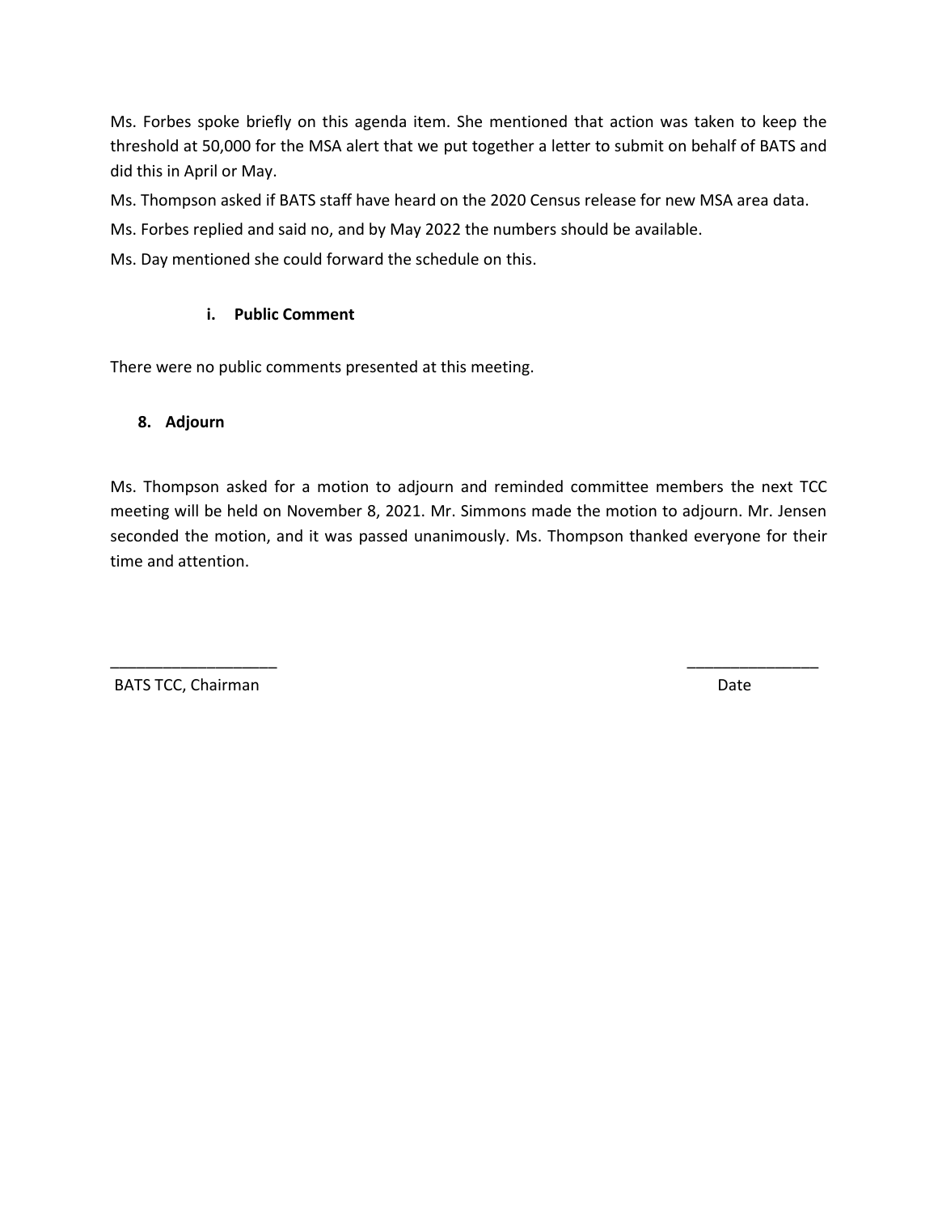Ms. Forbes spoke briefly on this agenda item. She mentioned that action was taken to keep the threshold at 50,000 for the MSA alert that we put together a letter to submit on behalf of BATS and did this in April or May.

Ms. Thompson asked if BATS staff have heard on the 2020 Census release for new MSA area data.

Ms. Forbes replied and said no, and by May 2022 the numbers should be available.

Ms. Day mentioned she could forward the schedule on this.

**i. Public Comment**

There were no public comments presented at this meeting.

**8. Adjourn**

Ms. Thompson asked for a motion to adjourn and reminded committee members the next TCC meeting will be held on November 8, 2021. Mr. Simmons made the motion to adjourn. Mr. Jensen seconded the motion, and it was passed unanimously. Ms. Thompson thanked everyone for their time and attention.

\_\_\_\_\_\_\_\_\_\_\_\_\_\_\_\_\_\_\_ \_\_\_\_\_\_\_\_\_\_\_\_\_\_\_

BATS TCC, Chairman Date